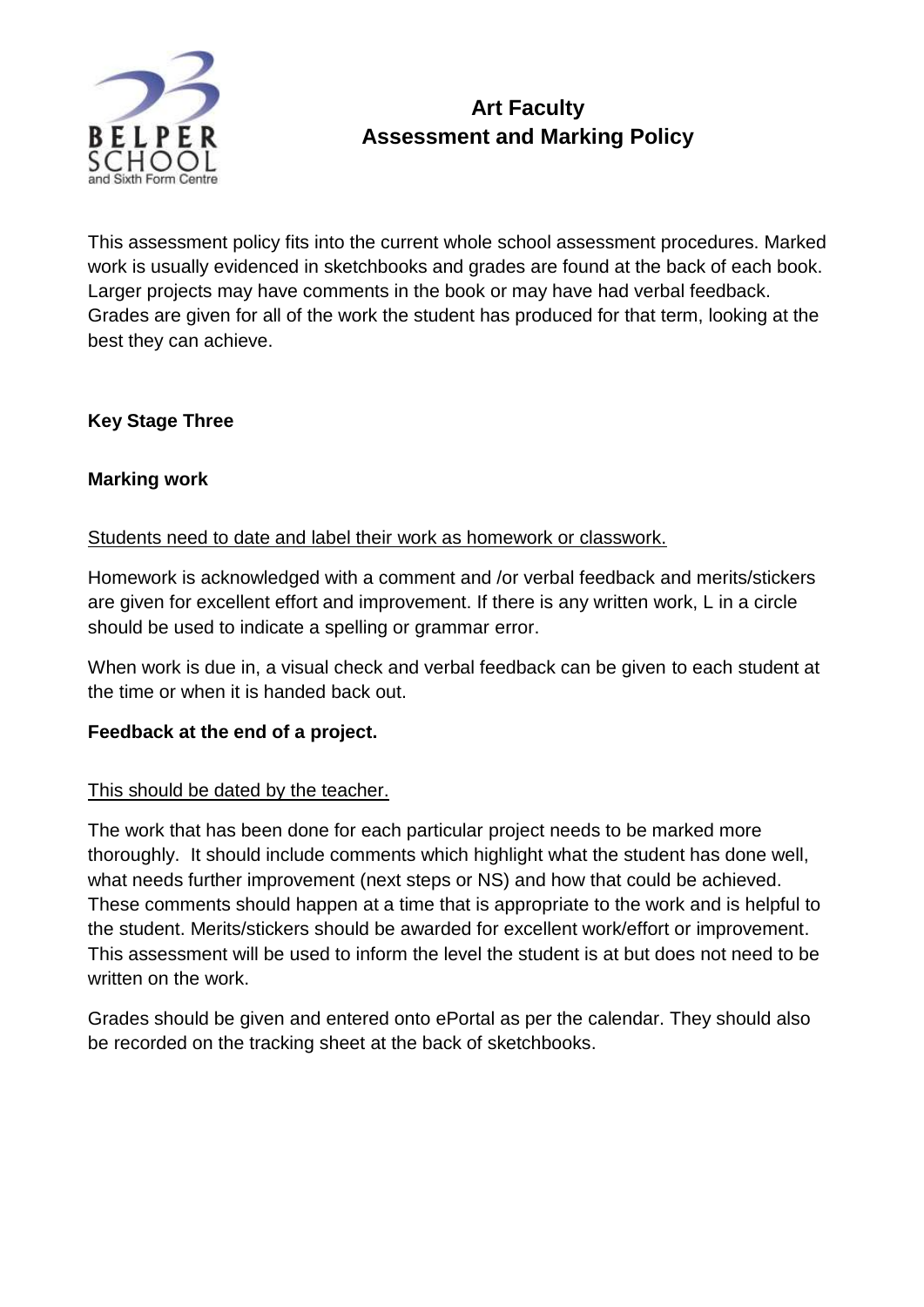# Art Faculty
# Assessment and Marking Policy

This assessment policy fits into the current whole school assessment procedures. Marked work is usually evidenced in sketchbooks and grades are found at the back of each book. Larger projects may have comments in the book or may have had verbal feedback. Grades are given for all of the work the student has produced for that term, looking at the best they can achieve.

## Key Stage Three

### Marking work

<u>Students need to date and label their work as homework or classwork.</u>

Homework is acknowledged with a comment and /or verbal feedback and merits/stickers are given for excellent effort and improvement. If there is any written work, L in a circle should be used to indicate a spelling or grammar error.

When work is due in, a visual check and verbal feedback can be given to each student at the time or when it is handed back out.

### Feedback at the end of a project.

<u>This should be dated by the teacher.</u>

The work that has been done for each particular project needs to be marked more thoroughly. It should include comments which highlight what the student has done well, what needs further improvement (next steps or NS) and how that could be achieved. These comments should happen at a time that is appropriate to the work and is helpful to the student. Merits/stickers should be awarded for excellent work/effort or improvement. This assessment will be used to inform the level the student is at but does not need to be written on the work.

Grades should be given and entered onto ePortal as per the calendar. They should also be recorded on the tracking sheet at the back of sketchbooks.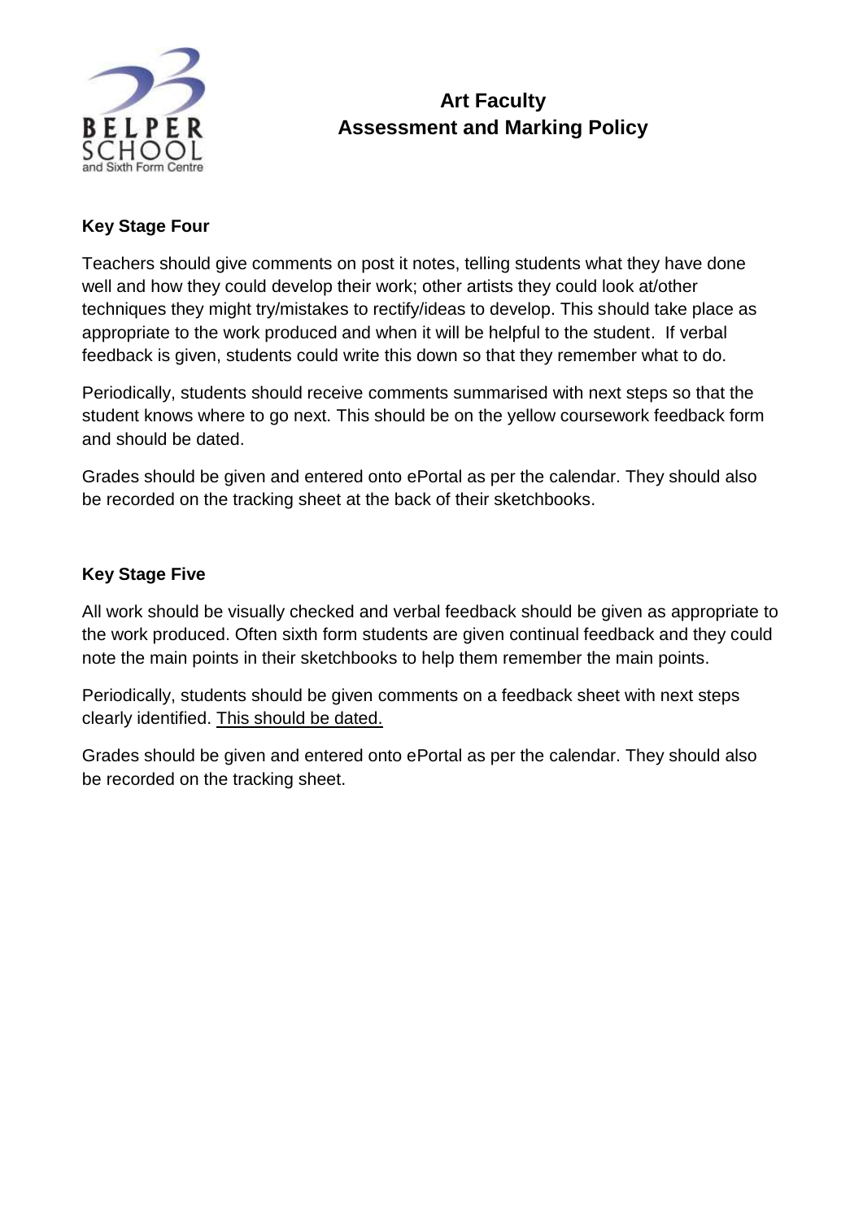BELPER SCHOOL and Sixth Form Centre

# Art Faculty
# Assessment and Marking Policy

## Key Stage Four

Teachers should give comments on post it notes, telling students what they have done well and how they could develop their work; other artists they could look at/other techniques they might try/mistakes to rectify/ideas to develop. This should take place as appropriate to the work produced and when it will be helpful to the student. If verbal feedback is given, students could write this down so that they remember what to do.

Periodically, students should receive comments summarised with next steps so that the student knows where to go next. This should be on the yellow coursework feedback form and should be dated.

Grades should be given and entered onto ePortal as per the calendar. They should also be recorded on the tracking sheet at the back of their sketchbooks.

## Key Stage Five

All work should be visually checked and verbal feedback should be given as appropriate to the work produced. Often sixth form students are given continual feedback and they could note the main points in their sketchbooks to help them remember the main points.

Periodically, students should be given comments on a feedback sheet with next steps clearly identified. <u>This should be dated.</u>

Grades should be given and entered onto ePortal as per the calendar. They should also be recorded on the tracking sheet.